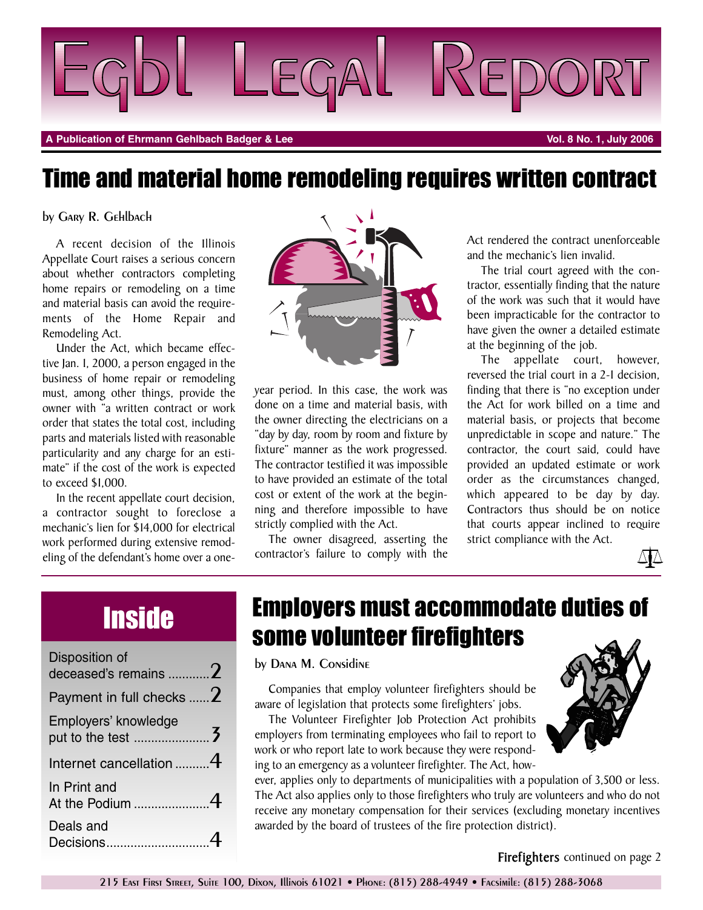# Egbl Legal Report

**A Publication of Ehrmann Gehlbach Badger & Lee** — **Vol. 8 No. 1, July 2006**

## Time and material home remodeling requires written contract

by Gary R. Gehlbach

A recent decision of the Illinois Appellate Court raises a serious concern about whether contractors completing home repairs or remodeling on a time and material basis can avoid the requirements of the Home Repair and Remodeling Act.

Under the Act, which became effective Jan. 1, 2000, a person engaged in the business of home repair or remodeling must, among other things, provide the owner with "a written contract or work order that states the total cost, including parts and materials listed with reasonable particularity and any charge for an estimate" if the cost of the work is expected to exceed $1,000.

In the recent appellate court decision, a contractor sought to foreclose a mechanic's lien for $14,000 for electrical work performed during extensive remodeling of the defendant's home over a one-year period. In this case, the work was done on a time and material basis, with the owner directing the electricians on a "day by day, room by room and fixture by fixture" manner as the work progressed. The contractor testified it was impossible to have provided an estimate of the total cost or extent of the work at the beginning and therefore impossible to have strictly complied with the Act.

The owner disagreed, asserting the contractor's failure to comply with the Act rendered the contract unenforceable and the mechanic's lien invalid.

The trial court agreed with the contractor, essentially finding that the nature of the work was such that it would have been impracticable for the contractor to have given the owner a detailed estimate at the beginning of the job.

The appellate court, however, reversed the trial court in a 2-1 decision, finding that there is "no exception under the Act for work billed on a time and material basis, or projects that become unpredictable in scope and nature." The contractor, the court said, could have provided an updated estimate or work order as the circumstances changed, which appeared to be day by day. Contractors thus should be on notice that courts appear inclined to require strict compliance with the Act.

## Inside

- Disposition of deceased's remains ............ 2
- Payment in full checks ...... 2
- Employers' knowledge put to the test ...................... 3
- Internet cancellation .......... 4
- In Print and At the Podium ...................... 4
- Deals and Decisions.............................. 4

## Employers must accommodate duties of some volunteer firefighters

by Dana M. Considine

Companies that employ volunteer firefighters should be aware of legislation that protects some firefighters' jobs.

The Volunteer Firefighter Job Protection Act prohibits employers from terminating employees who fail to report to work or who report late to work because they were responding to an emergency as a volunteer firefighter. The Act, however, applies only to departments of municipalities with a population of 3,500 or less. The Act also applies only to those firefighters who truly are volunteers and who do not receive any monetary compensation for their services (excluding monetary incentives awarded by the board of trustees of the fire protection district).

**Firefighters** continued on page 2

215 East First Street, Suite 100, Dixon, Illinois 61021 • Phone: (815) 288-4949 • Facsimile: (815) 288-3068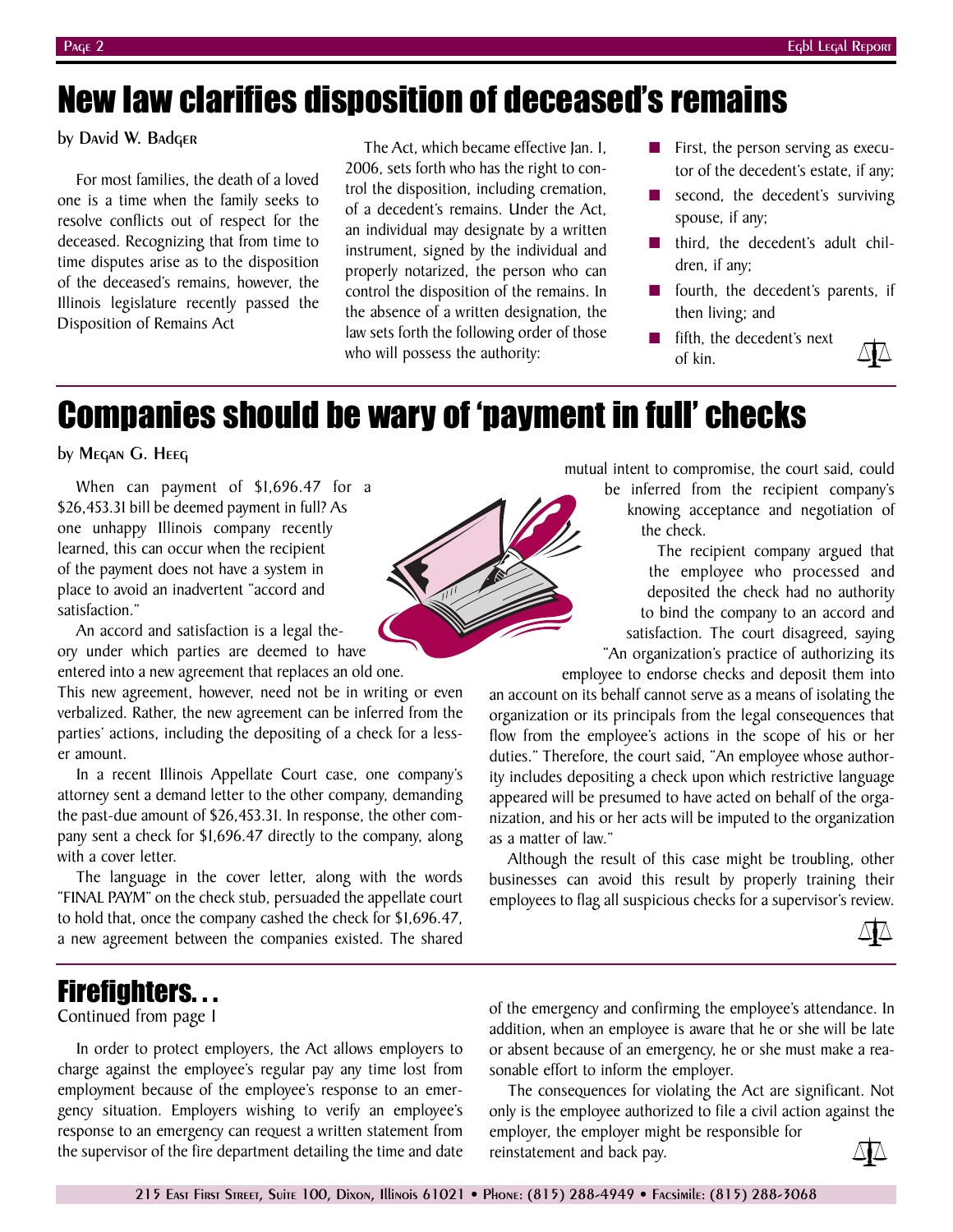# New law clarifies disposition of deceased's remains

by David W. Badger

For most families, the death of a loved one is a time when the family seeks to resolve conflicts out of respect for the deceased. Recognizing that from time to time disputes arise as to the disposition of the deceased's remains, however, the Illinois legislature recently passed the Disposition of Remains Act

The Act, which became effective Jan. 1, 2006, sets forth who has the right to control the disposition, including cremation, of a decedent's remains. Under the Act, an individual may designate by a written instrument, signed by the individual and properly notarized, the person who can control the disposition of the remains. In the absence of a written designation, the law sets forth the following order of those who will possess the authority:

- First, the person serving as executor of the decedent's estate, if any;
- second, the decedent's surviving spouse, if any;
- third, the decedent's adult children, if any;
- fourth, the decedent's parents, if then living; and
- fifth, the decedent's next of kin.

# Companies should be wary of 'payment in full' checks

by Megan G. Heeg

When can payment of $1,696.47 for a $26,453.31 bill be deemed payment in full? As one unhappy Illinois company recently learned, this can occur when the recipient of the payment does not have a system in place to avoid an inadvertent "accord and satisfaction."

An accord and satisfaction is a legal theory under which parties are deemed to have entered into a new agreement that replaces an old one. This new agreement, however, need not be in writing or even verbalized. Rather, the new agreement can be inferred from the parties' actions, including the depositing of a check for a lesser amount.

In a recent Illinois Appellate Court case, one company's attorney sent a demand letter to the other company, demanding the past-due amount of $26,453.31. In response, the other company sent a check for $1,696.47 directly to the company, along with a cover letter.

The language in the cover letter, along with the words "FINAL PAYM" on the check stub, persuaded the appellate court to hold that, once the company cashed the check for $1,696.47, a new agreement between the companies existed. The shared mutual intent to compromise, the court said, could be inferred from the recipient company's knowing acceptance and negotiation of the check.

The recipient company argued that the employee who processed and deposited the check had no authority to bind the company to an accord and satisfaction. The court disagreed, saying "An organization's practice of authorizing its employee to endorse checks and deposit them into an account on its behalf cannot serve as a means of isolating the organization or its principals from the legal consequences that flow from the employee's actions in the scope of his or her duties." Therefore, the court said, "An employee whose authority includes depositing a check upon which restrictive language appeared will be presumed to have acted on behalf of the organization, and his or her acts will be imputed to the organization as a matter of law."

Although the result of this case might be troubling, other businesses can avoid this result by properly training their employees to flag all suspicious checks for a supervisor's review.

# Firefighters. . .

Continued from page 1

In order to protect employers, the Act allows employers to charge against the employee's regular pay any time lost from employment because of the employee's response to an emergency situation. Employers wishing to verify an employee's response to an emergency can request a written statement from the supervisor of the fire department detailing the time and date of the emergency and confirming the employee's attendance. In addition, when an employee is aware that he or she will be late or absent because of an emergency, he or she must make a reasonable effort to inform the employer.

The consequences for violating the Act are significant. Not only is the employee authorized to file a civil action against the employer, the employer might be responsible for reinstatement and back pay.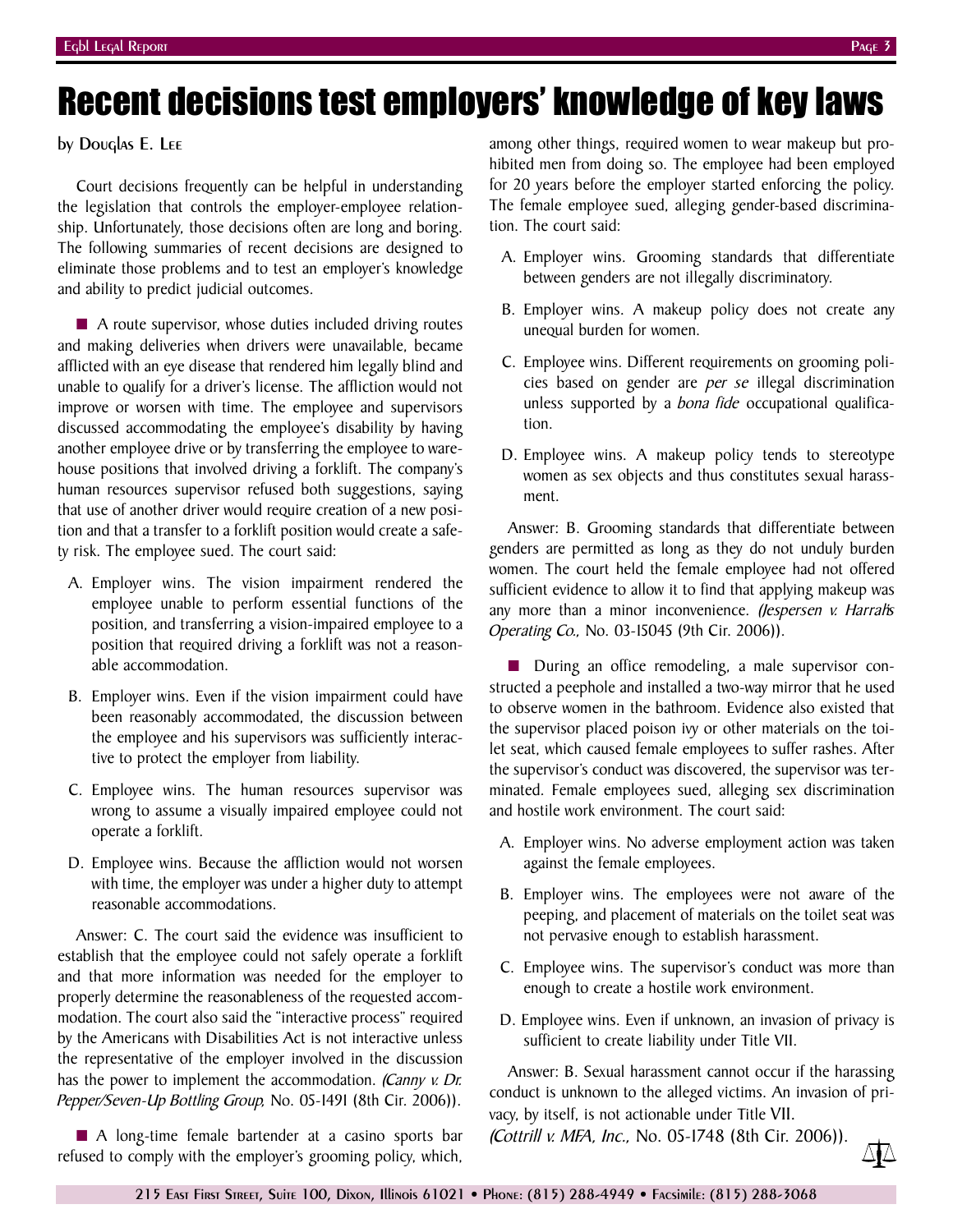# Recent decisions test employers' knowledge of key laws

by Douglas E. Lee

Court decisions frequently can be helpful in understanding the legislation that controls the employer-employee relationship. Unfortunately, those decisions often are long and boring. The following summaries of recent decisions are designed to eliminate those problems and to test an employer's knowledge and ability to predict judicial outcomes.

■ A route supervisor, whose duties included driving routes and making deliveries when drivers were unavailable, became afflicted with an eye disease that rendered him legally blind and unable to qualify for a driver's license. The affliction would not improve or worsen with time. The employee and supervisors discussed accommodating the employee's disability by having another employee drive or by transferring the employee to warehouse positions that involved driving a forklift. The company's human resources supervisor refused both suggestions, saying that use of another driver would require creation of a new position and that a transfer to a forklift position would create a safety risk. The employee sued. The court said:

A. Employer wins. The vision impairment rendered the employee unable to perform essential functions of the position, and transferring a vision-impaired employee to a position that required driving a forklift was not a reasonable accommodation.

B. Employer wins. Even if the vision impairment could have been reasonably accommodated, the discussion between the employee and his supervisors was sufficiently interactive to protect the employer from liability.

C. Employee wins. The human resources supervisor was wrong to assume a visually impaired employee could not operate a forklift.

D. Employee wins. Because the affliction would not worsen with time, the employer was under a higher duty to attempt reasonable accommodations.

Answer: C. The court said the evidence was insufficient to establish that the employee could not safely operate a forklift and that more information was needed for the employer to properly determine the reasonableness of the requested accommodation. The court also said the "interactive process" required by the Americans with Disabilities Act is not interactive unless the representative of the employer involved in the discussion has the power to implement the accommodation. (*Canny v. Dr. Pepper/Seven-Up Bottling Group*, No. 05-1491 (8th Cir. 2006)).

■ A long-time female bartender at a casino sports bar refused to comply with the employer's grooming policy, which, among other things, required women to wear makeup but prohibited men from doing so. The employee had been employed for 20 years before the employer started enforcing the policy. The female employee sued, alleging gender-based discrimination. The court said:

A. Employer wins. Grooming standards that differentiate between genders are not illegally discriminatory.

B. Employer wins. A makeup policy does not create any unequal burden for women.

C. Employee wins. Different requirements on grooming policies based on gender are *per se* illegal discrimination unless supported by a *bona fide* occupational qualification.

D. Employee wins. A makeup policy tends to stereotype women as sex objects and thus constitutes sexual harassment.

Answer: B. Grooming standards that differentiate between genders are permitted as long as they do not unduly burden women. The court held the female employee had not offered sufficient evidence to allow it to find that applying makeup was any more than a minor inconvenience. (*Jespersen v. Harrah's Operating Co.*, No. 03-15045 (9th Cir. 2006)).

■ During an office remodeling, a male supervisor constructed a peephole and installed a two-way mirror that he used to observe women in the bathroom. Evidence also existed that the supervisor placed poison ivy or other materials on the toilet seat, which caused female employees to suffer rashes. After the supervisor's conduct was discovered, the supervisor was terminated. Female employees sued, alleging sex discrimination and hostile work environment. The court said:

A. Employer wins. No adverse employment action was taken against the female employees.

B. Employer wins. The employees were not aware of the peeping, and placement of materials on the toilet seat was not pervasive enough to establish harassment.

C. Employee wins. The supervisor's conduct was more than enough to create a hostile work environment.

D. Employee wins. Even if unknown, an invasion of privacy is sufficient to create liability under Title VII.

Answer: B. Sexual harassment cannot occur if the harassing conduct is unknown to the alleged victims. An invasion of privacy, by itself, is not actionable under Title VII. (*Cottrill v. MFA, Inc.*, No. 05-1748 (8th Cir. 2006)).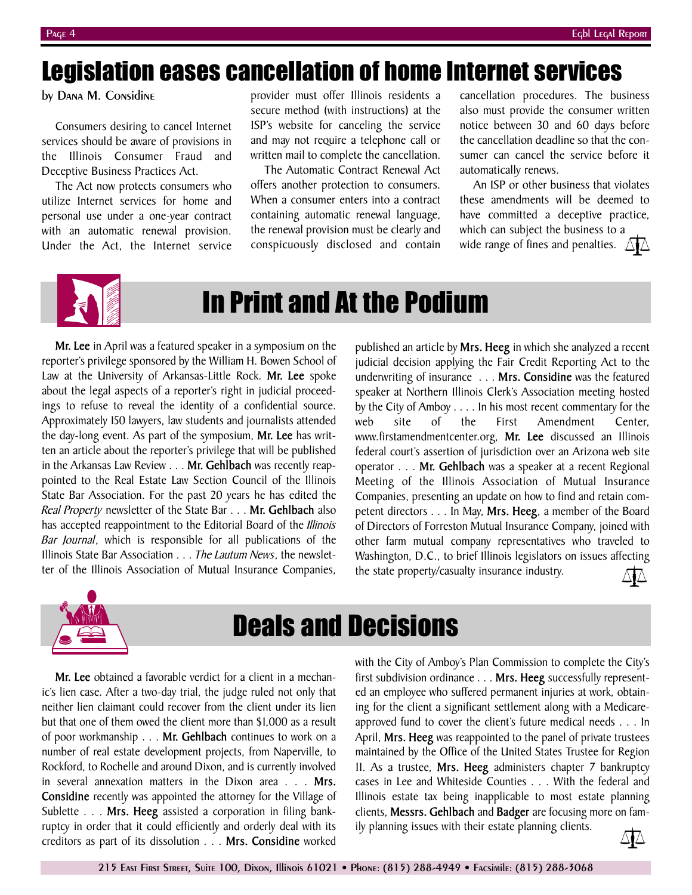# Legislation eases cancellation of home Internet services

by Dana M. Considine

Consumers desiring to cancel Internet services should be aware of provisions in the Illinois Consumer Fraud and Deceptive Business Practices Act.

The Act now protects consumers who utilize Internet services for home and personal use under a one-year contract with an automatic renewal provision. Under the Act, the Internet service provider must offer Illinois residents a secure method (with instructions) at the ISP's website for canceling the service and may not require a telephone call or written mail to complete the cancellation.

The Automatic Contract Renewal Act offers another protection to consumers. When a consumer enters into a contract containing automatic renewal language, the renewal provision must be clearly and conspicuously disclosed and contain cancellation procedures. The business also must provide the consumer written notice between 30 and 60 days before the cancellation deadline so that the consumer can cancel the service before it automatically renews.

An ISP or other business that violates these amendments will be deemed to have committed a deceptive practice, which can subject the business to a wide range of fines and penalties.

# In Print and At the Podium

**Mr. Lee** in April was a featured speaker in a symposium on the reporter's privilege sponsored by the William H. Bowen School of Law at the University of Arkansas-Little Rock. **Mr. Lee** spoke about the legal aspects of a reporter's right in judicial proceedings to refuse to reveal the identity of a confidential source. Approximately 150 lawyers, law students and journalists attended the day-long event. As part of the symposium, **Mr. Lee** has written an article about the reporter's privilege that will be published in the Arkansas Law Review . . . **Mr. Gehlbach** was recently reappointed to the Real Estate Law Section Council of the Illinois State Bar Association. For the past 20 years he has edited the *Real Property* newsletter of the State Bar . . . **Mr. Gehlbach** also has accepted reappointment to the Editorial Board of the *Illinois Bar Journal*, which is responsible for all publications of the Illinois State Bar Association . . . *The Lautum News*, the newsletter of the Illinois Association of Mutual Insurance Companies, published an article by **Mrs. Heeg** in which she analyzed a recent judicial decision applying the Fair Credit Reporting Act to the underwriting of insurance . . . **Mrs. Considine** was the featured speaker at Northern Illinois Clerk's Association meeting hosted by the City of Amboy . . . . In his most recent commentary for the web site of the First Amendment Center, www.firstamendmentcenter.org, **Mr. Lee** discussed an Illinois federal court's assertion of jurisdiction over an Arizona web site operator . . . **Mr. Gehlbach** was a speaker at a recent Regional Meeting of the Illinois Association of Mutual Insurance Companies, presenting an update on how to find and retain competent directors . . . In May, **Mrs. Heeg**, a member of the Board of Directors of Forreston Mutual Insurance Company, joined with other farm mutual company representatives who traveled to Washington, D.C., to brief Illinois legislators on issues affecting the state property/casualty insurance industry.

# Deals and Decisions

**Mr. Lee** obtained a favorable verdict for a client in a mechanic's lien case. After a two-day trial, the judge ruled not only that neither lien claimant could recover from the client under its lien but that one of them owed the client more than $1,000 as a result of poor workmanship . . . **Mr. Gehlbach** continues to work on a number of real estate development projects, from Naperville, to Rockford, to Rochelle and around Dixon, and is currently involved in several annexation matters in the Dixon area . . . **Mrs. Considine** recently was appointed the attorney for the Village of Sublette . . . **Mrs. Heeg** assisted a corporation in filing bankruptcy in order that it could efficiently and orderly deal with its creditors as part of its dissolution . . . **Mrs. Considine** worked with the City of Amboy's Plan Commission to complete the City's first subdivision ordinance . . . **Mrs. Heeg** successfully represented an employee who suffered permanent injuries at work, obtaining for the client a significant settlement along with a Medicare-approved fund to cover the client's future medical needs . . . In April, **Mrs. Heeg** was reappointed to the panel of private trustees maintained by the Office of the United States Trustee for Region 11. As a trustee, **Mrs. Heeg** administers chapter 7 bankruptcy cases in Lee and Whiteside Counties . . . With the federal and Illinois estate tax being inapplicable to most estate planning clients, **Messrs. Gehlbach** and **Badger** are focusing more on family planning issues with their estate planning clients.

215 East First Street, Suite 100, Dixon, Illinois 61021 • Phone: (815) 288-4949 • Facsimile: (815) 288-3068